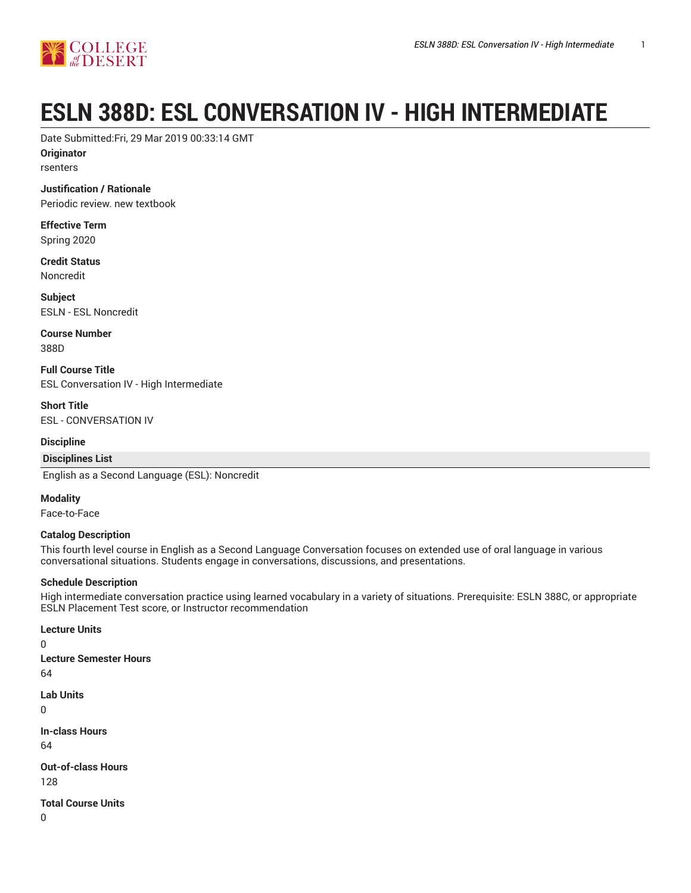# ESLN 388D: ESL CONVERSATION IV - HIGH INTERMEDIATE

Date Submitted:Fri, 29 Mar 2019 00:33:14 GMT

**Originator**

rsenters

**Justification / Rationale**

Periodic review. new textbook

**Effective Term**

Spring 2020

**Credit Status**

Noncredit

**Subject**

ESLN - ESL Noncredit

**Course Number**

388D

**Full Course Title**

ESL Conversation IV - High Intermediate

**Short Title**

ESL - CONVERSATION IV

**Discipline**

| Disciplines List |
|---|
| English as a Second Language (ESL): Noncredit |

**Modality**

Face-to-Face

**Catalog Description**

This fourth level course in English as a Second Language Conversation focuses on extended use of oral language in various conversational situations. Students engage in conversations, discussions, and presentations.

**Schedule Description**

High intermediate conversation practice using learned vocabulary in a variety of situations. Prerequisite: ESLN 388C, or appropriate ESLN Placement Test score, or Instructor recommendation

**Lecture Units**

0

**Lecture Semester Hours**

64

**Lab Units**

0

**In-class Hours**

64

**Out-of-class Hours**

128

**Total Course Units**

0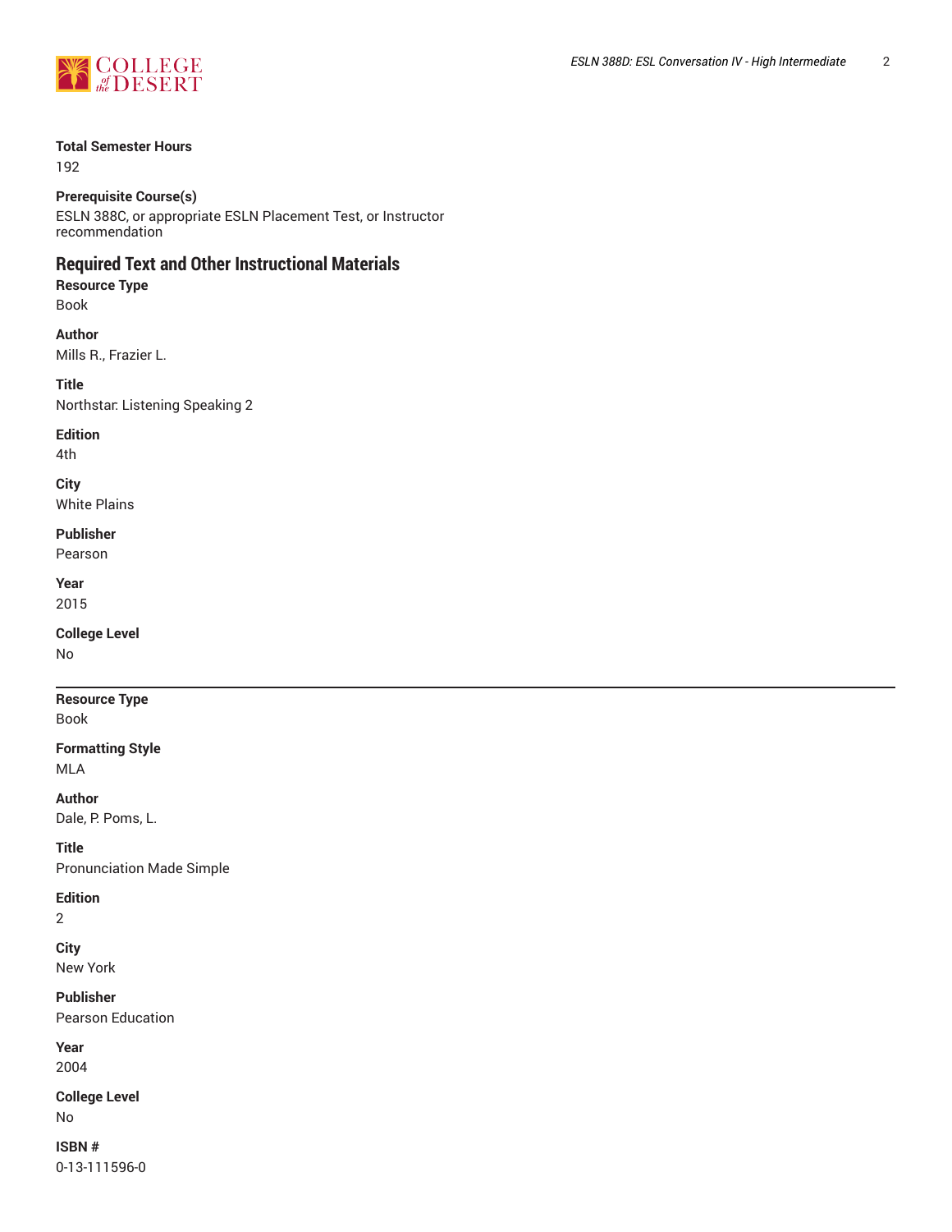**Total Semester Hours**
192

**Prerequisite Course(s)**
ESLN 388C, or appropriate ESLN Placement Test, or Instructor recommendation

## Required Text and Other Instructional Materials

**Resource Type**
Book

**Author**
Mills R., Frazier L.

**Title**
Northstar: Listening Speaking 2

**Edition**
4th

**City**
White Plains

**Publisher**
Pearson

**Year**
2015

**College Level**
No

---

**Resource Type**
Book

**Formatting Style**
MLA

**Author**
Dale, P. Poms, L.

**Title**
Pronunciation Made Simple

**Edition**
2

**City**
New York

**Publisher**
Pearson Education

**Year**
2004

**College Level**
No

**ISBN #**
0-13-111596-0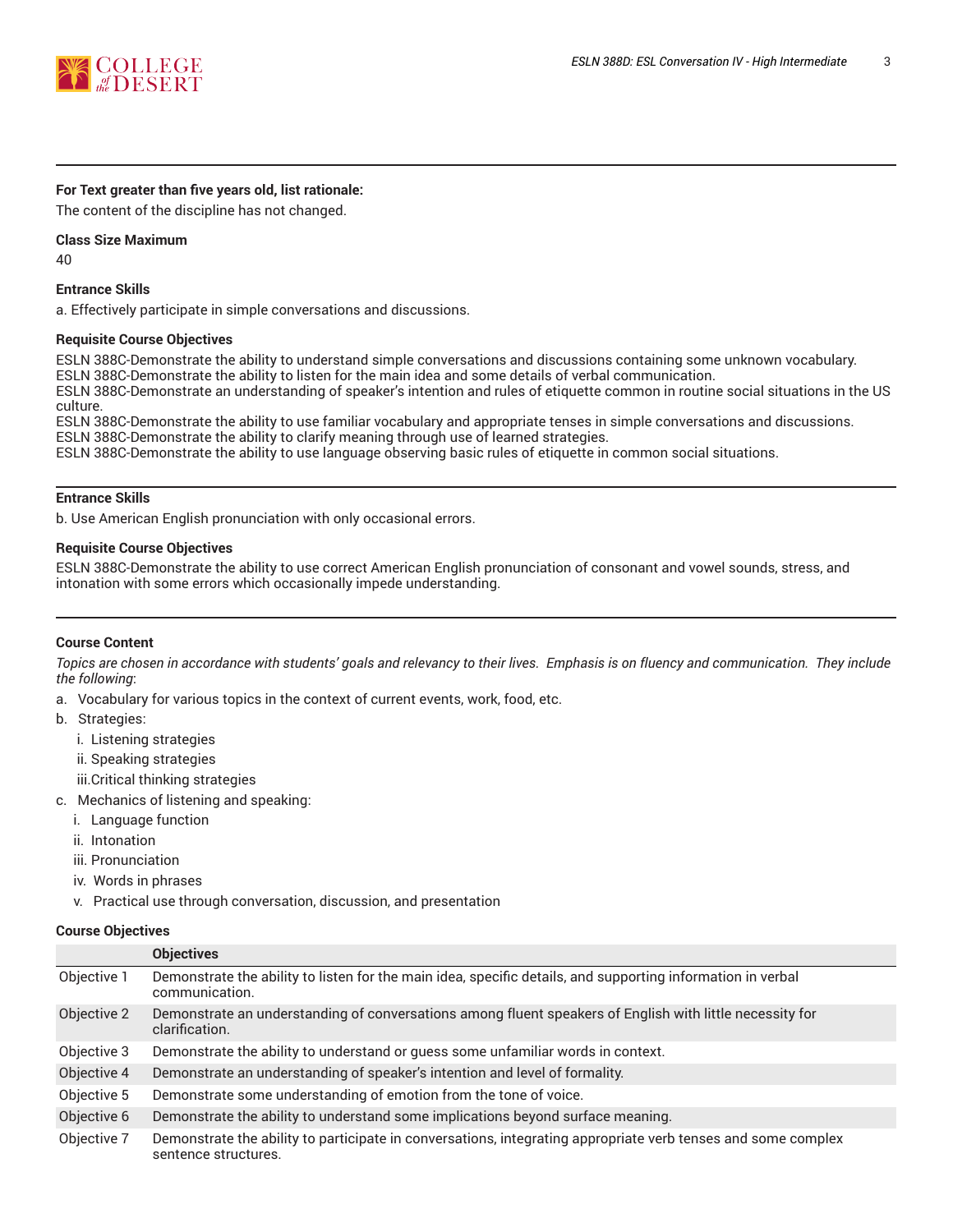**For Text greater than five years old, list rationale:**

The content of the discipline has not changed.

**Class Size Maximum**

40

**Entrance Skills**

a. Effectively participate in simple conversations and discussions.

**Requisite Course Objectives**

ESLN 388C-Demonstrate the ability to understand simple conversations and discussions containing some unknown vocabulary.
ESLN 388C-Demonstrate the ability to listen for the main idea and some details of verbal communication.
ESLN 388C-Demonstrate an understanding of speaker's intention and rules of etiquette common in routine social situations in the US culture.
ESLN 388C-Demonstrate the ability to use familiar vocabulary and appropriate tenses in simple conversations and discussions.
ESLN 388C-Demonstrate the ability to clarify meaning through use of learned strategies.
ESLN 388C-Demonstrate the ability to use language observing basic rules of etiquette in common social situations.

---

**Entrance Skills**

b. Use American English pronunciation with only occasional errors.

**Requisite Course Objectives**

ESLN 388C-Demonstrate the ability to use correct American English pronunciation of consonant and vowel sounds, stress, and intonation with some errors which occasionally impede understanding.

---

**Course Content**

*Topics are chosen in accordance with students' goals and relevancy to their lives. Emphasis is on fluency and communication. They include the following*:

a. Vocabulary for various topics in the context of current events, work, food, etc.
b. Strategies:
   i. Listening strategies
   ii. Speaking strategies
   iii. Critical thinking strategies
c. Mechanics of listening and speaking:
   i. Language function
   ii. Intonation
   iii. Pronunciation
   iv. Words in phrases
   v. Practical use through conversation, discussion, and presentation

**Course Objectives**

| | Objectives |
|---|---|
| Objective 1 | Demonstrate the ability to listen for the main idea, specific details, and supporting information in verbal communication. |
| Objective 2 | Demonstrate an understanding of conversations among fluent speakers of English with little necessity for clarification. |
| Objective 3 | Demonstrate the ability to understand or guess some unfamiliar words in context. |
| Objective 4 | Demonstrate an understanding of speaker's intention and level of formality. |
| Objective 5 | Demonstrate some understanding of emotion from the tone of voice. |
| Objective 6 | Demonstrate the ability to understand some implications beyond surface meaning. |
| Objective 7 | Demonstrate the ability to participate in conversations, integrating appropriate verb tenses and some complex sentence structures. |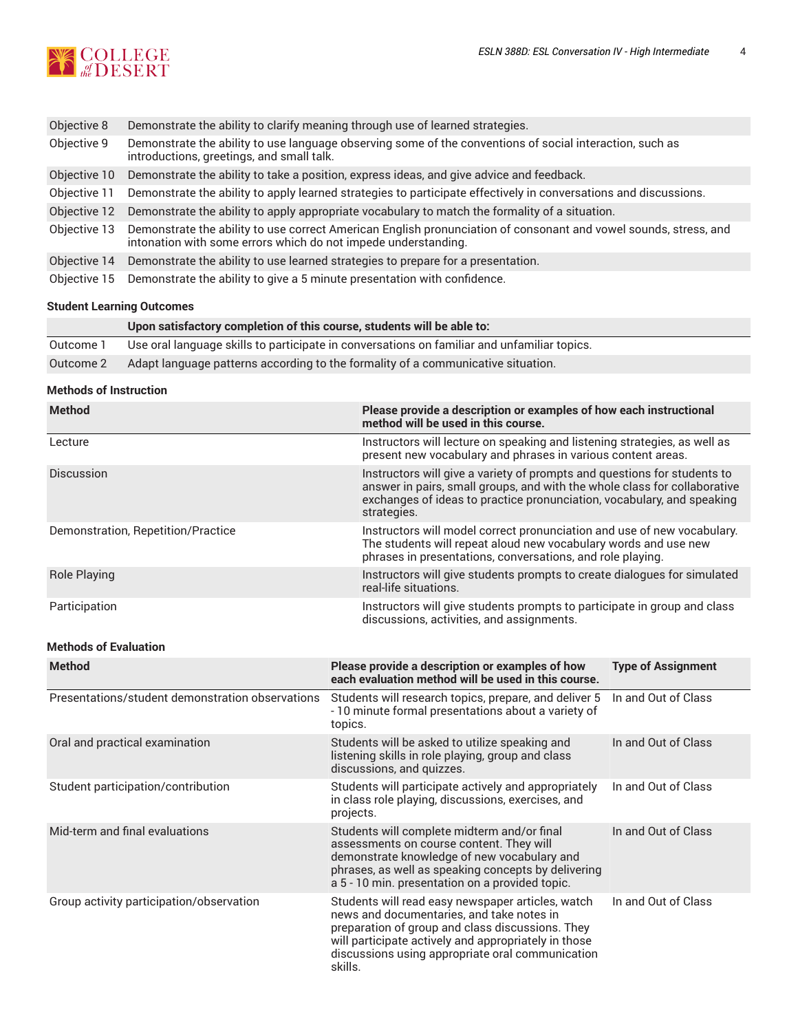| | |
|---|---|
| Objective 8 | Demonstrate the ability to clarify meaning through use of learned strategies. |
| Objective 9 | Demonstrate the ability to use language observing some of the conventions of social interaction, such as introductions, greetings, and small talk. |
| Objective 10 | Demonstrate the ability to take a position, express ideas, and give advice and feedback. |
| Objective 11 | Demonstrate the ability to apply learned strategies to participate effectively in conversations and discussions. |
| Objective 12 | Demonstrate the ability to apply appropriate vocabulary to match the formality of a situation. |
| Objective 13 | Demonstrate the ability to use correct American English pronunciation of consonant and vowel sounds, stress, and intonation with some errors which do not impede understanding. |
| Objective 14 | Demonstrate the ability to use learned strategies to prepare for a presentation. |
| Objective 15 | Demonstrate the ability to give a 5 minute presentation with confidence. |

### Student Learning Outcomes

| | Upon satisfactory completion of this course, students will be able to: |
|---|---|
| Outcome 1 | Use oral language skills to participate in conversations on familiar and unfamiliar topics. |
| Outcome 2 | Adapt language patterns according to the formality of a communicative situation. |

### Methods of Instruction

| Method | Please provide a description or examples of how each instructional method will be used in this course. |
|---|---|
| Lecture | Instructors will lecture on speaking and listening strategies, as well as present new vocabulary and phrases in various content areas. |
| Discussion | Instructors will give a variety of prompts and questions for students to answer in pairs, small groups, and with the whole class for collaborative exchanges of ideas to practice pronunciation, vocabulary, and speaking strategies. |
| Demonstration, Repetition/Practice | Instructors will model correct pronunciation and use of new vocabulary. The students will repeat aloud new vocabulary words and use new phrases in presentations, conversations, and role playing. |
| Role Playing | Instructors will give students prompts to create dialogues for simulated real-life situations. |
| Participation | Instructors will give students prompts to participate in group and class discussions, activities, and assignments. |

### Methods of Evaluation

| Method | Please provide a description or examples of how each evaluation method will be used in this course. | Type of Assignment |
|---|---|---|
| Presentations/student demonstration observations | Students will research topics, prepare, and deliver 5 - 10 minute formal presentations about a variety of topics. | In and Out of Class |
| Oral and practical examination | Students will be asked to utilize speaking and listening skills in role playing, group and class discussions, and quizzes. | In and Out of Class |
| Student participation/contribution | Students will participate actively and appropriately in class role playing, discussions, exercises, and projects. | In and Out of Class |
| Mid-term and final evaluations | Students will complete midterm and/or final assessments on course content. They will demonstrate knowledge of new vocabulary and phrases, as well as speaking concepts by delivering a 5 - 10 min. presentation on a provided topic. | In and Out of Class |
| Group activity participation/observation | Students will read easy newspaper articles, watch news and documentaries, and take notes in preparation of group and class discussions. They will participate actively and appropriately in those discussions using appropriate oral communication skills. | In and Out of Class |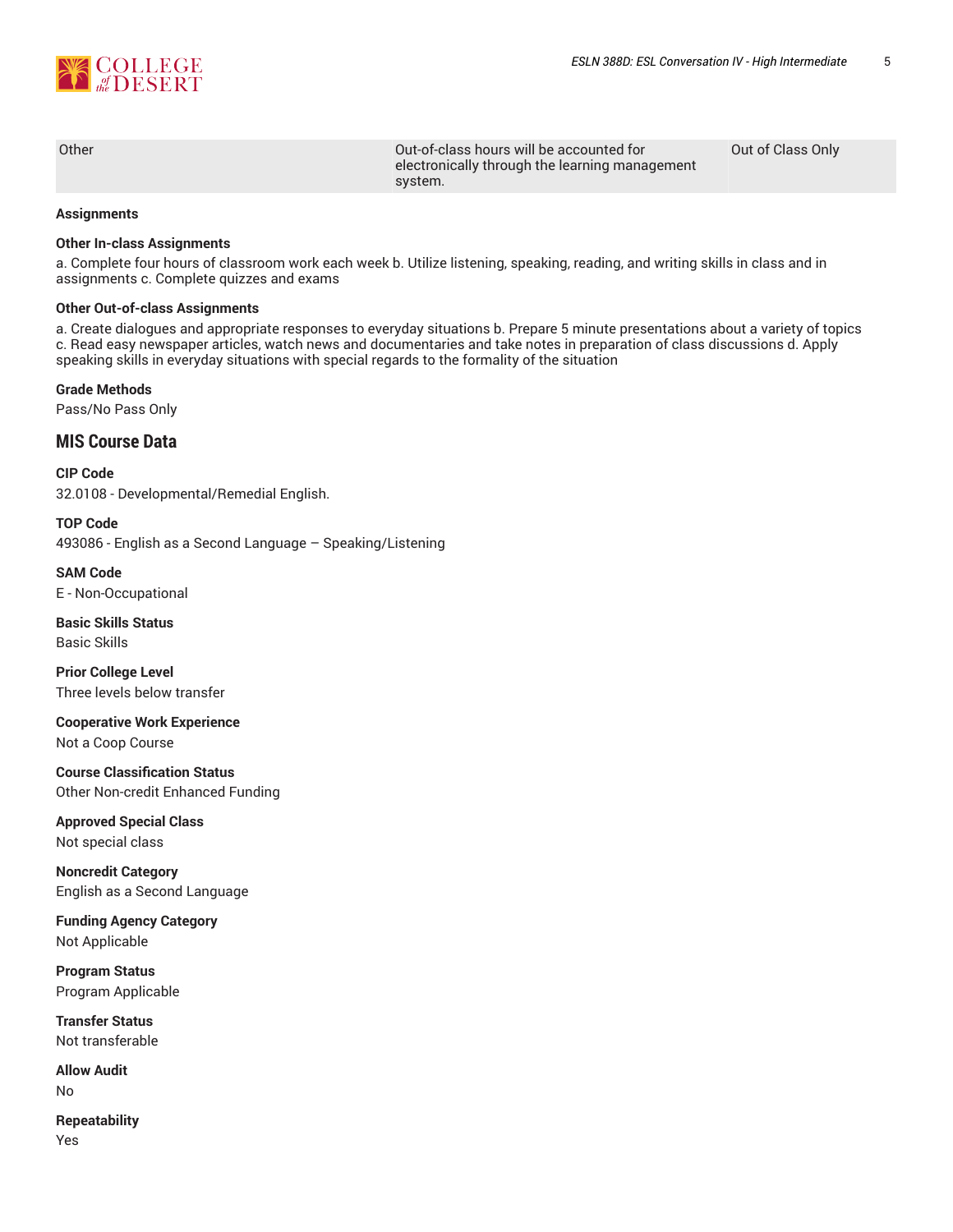| Other | Out-of-class hours will be accounted for electronically through the learning management system. | Out of Class Only |
|---|---|---|

**Assignments**

**Other In-class Assignments**

a. Complete four hours of classroom work each week b. Utilize listening, speaking, reading, and writing skills in class and in assignments c. Complete quizzes and exams

**Other Out-of-class Assignments**

a. Create dialogues and appropriate responses to everyday situations b. Prepare 5 minute presentations about a variety of topics c. Read easy newspaper articles, watch news and documentaries and take notes in preparation of class discussions d. Apply speaking skills in everyday situations with special regards to the formality of the situation

**Grade Methods**

Pass/No Pass Only

## MIS Course Data

**CIP Code**

32.0108 - Developmental/Remedial English.

**TOP Code**

493086 - English as a Second Language – Speaking/Listening

**SAM Code**

E - Non-Occupational

**Basic Skills Status**

Basic Skills

**Prior College Level**

Three levels below transfer

**Cooperative Work Experience**

Not a Coop Course

**Course Classification Status**

Other Non-credit Enhanced Funding

**Approved Special Class**

Not special class

**Noncredit Category**

English as a Second Language

**Funding Agency Category**

Not Applicable

**Program Status**

Program Applicable

**Transfer Status**

Not transferable

**Allow Audit**

No

**Repeatability**

Yes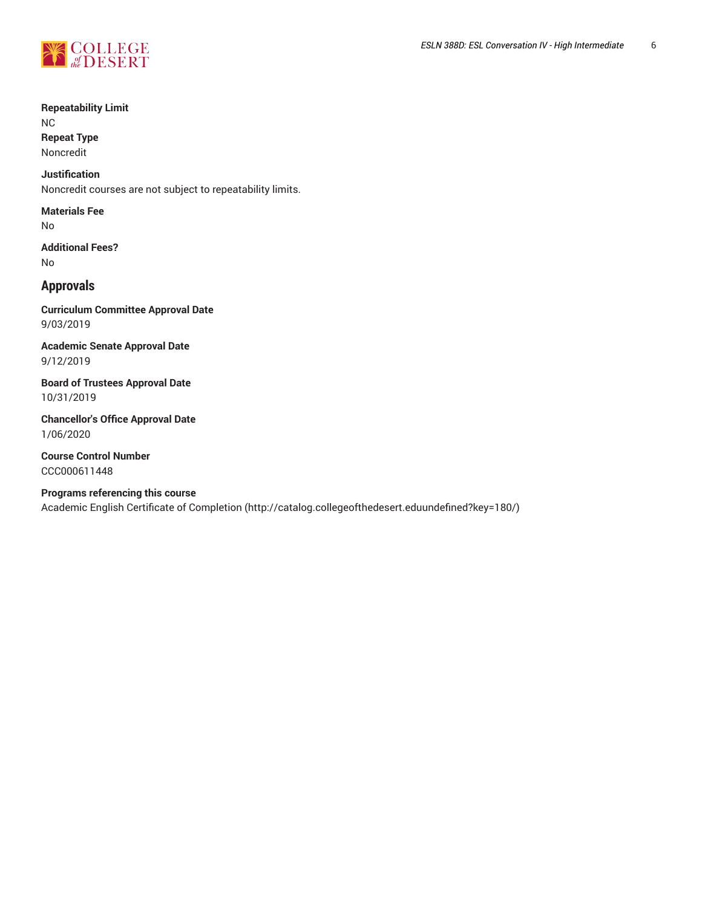**Repeatability Limit**
NC
**Repeat Type**
Noncredit

**Justification**
Noncredit courses are not subject to repeatability limits.

**Materials Fee**
No

**Additional Fees?**
No

## Approvals

**Curriculum Committee Approval Date**
9/03/2019

**Academic Senate Approval Date**
9/12/2019

**Board of Trustees Approval Date**
10/31/2019

**Chancellor's Office Approval Date**
1/06/2020

**Course Control Number**
CCC000611448

**Programs referencing this course**
Academic English Certificate of Completion (http://catalog.collegeofthedesert.eduundefined?key=180/)